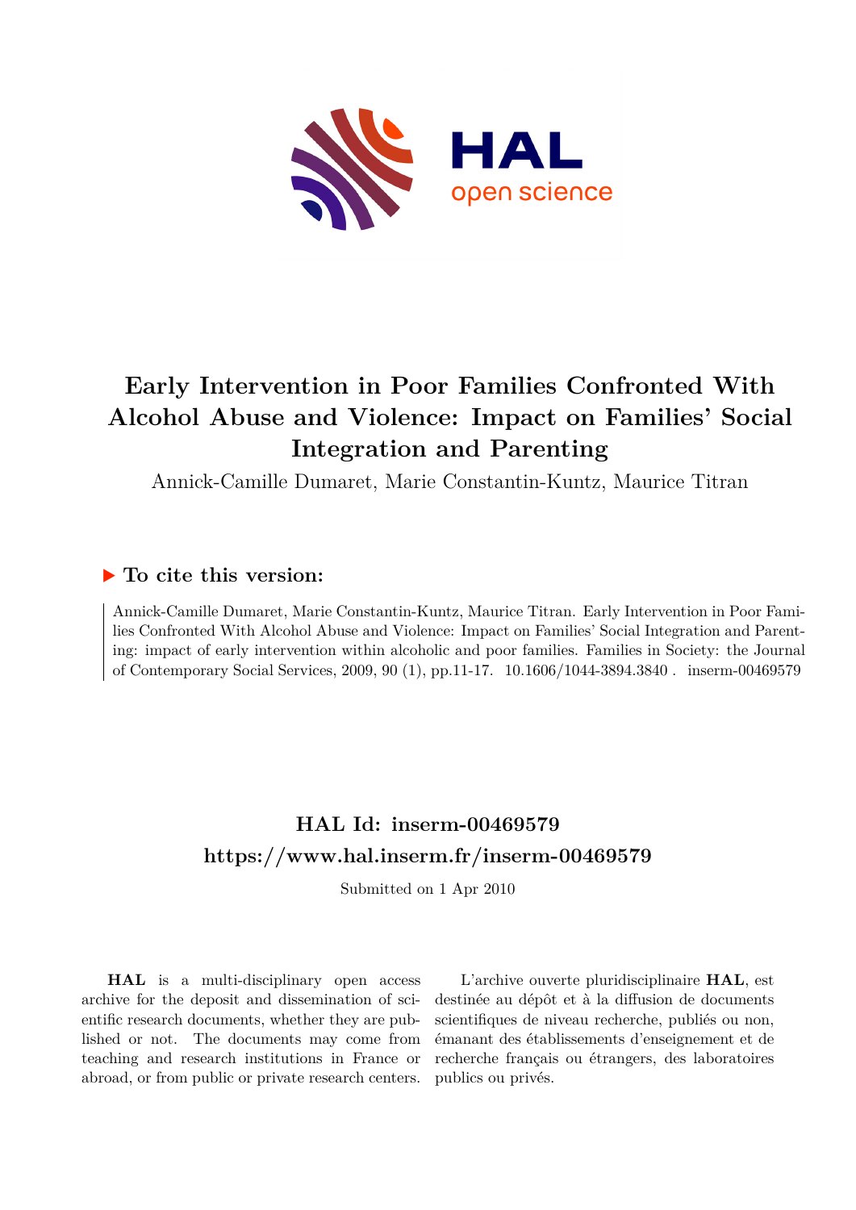# Early Intervention in Poor Families Confronted With Alcohol Abuse and Violence: Impact on Families' Social Integration and Parenting

Annick-Camille Dumaret, Marie Constantin-Kuntz, Maurice Titran

## ▶ To cite this version:

Annick-Camille Dumaret, Marie Constantin-Kuntz, Maurice Titran. Early Intervention in Poor Families Confronted With Alcohol Abuse and Violence: Impact on Families' Social Integration and Parenting: impact of early intervention within alcoholic and poor families. Families in Society: the Journal of Contemporary Social Services, 2009, 90 (1), pp.11-17. 10.1606/1044-3894.3840 . inserm-00469579

## HAL Id: inserm-00469579

## https://www.hal.inserm.fr/inserm-00469579

Submitted on 1 Apr 2010

**HAL** is a multi-disciplinary open access archive for the deposit and dissemination of scientific research documents, whether they are published or not. The documents may come from teaching and research institutions in France or abroad, or from public or private research centers.

L'archive ouverte pluridisciplinaire **HAL**, est destinée au dépôt et à la diffusion de documents scientifiques de niveau recherche, publiés ou non, émanant des établissements d'enseignement et de recherche français ou étrangers, des laboratoires publics ou privés.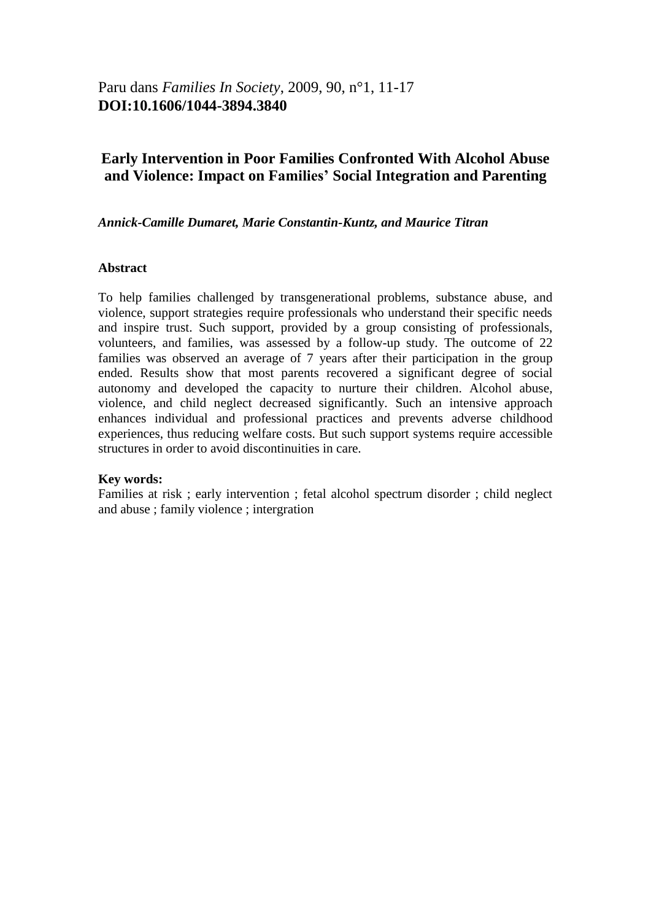Paru dans *Families In Society*, 2009, 90, n°1, 11-17
**DOI:10.1606/1044-3894.3840**

# Early Intervention in Poor Families Confronted With Alcohol Abuse and Violence: Impact on Families' Social Integration and Parenting

***Annick-Camille Dumaret, Marie Constantin-Kuntz, and Maurice Titran***

## Abstract

To help families challenged by transgenerational problems, substance abuse, and violence, support strategies require professionals who understand their specific needs and inspire trust. Such support, provided by a group consisting of professionals, volunteers, and families, was assessed by a follow-up study. The outcome of 22 families was observed an average of 7 years after their participation in the group ended. Results show that most parents recovered a significant degree of social autonomy and developed the capacity to nurture their children. Alcohol abuse, violence, and child neglect decreased significantly. Such an intensive approach enhances individual and professional practices and prevents adverse childhood experiences, thus reducing welfare costs. But such support systems require accessible structures in order to avoid discontinuities in care.

**Key words:**
Families at risk ; early intervention ; fetal alcohol spectrum disorder ; child neglect and abuse ; family violence ; intergration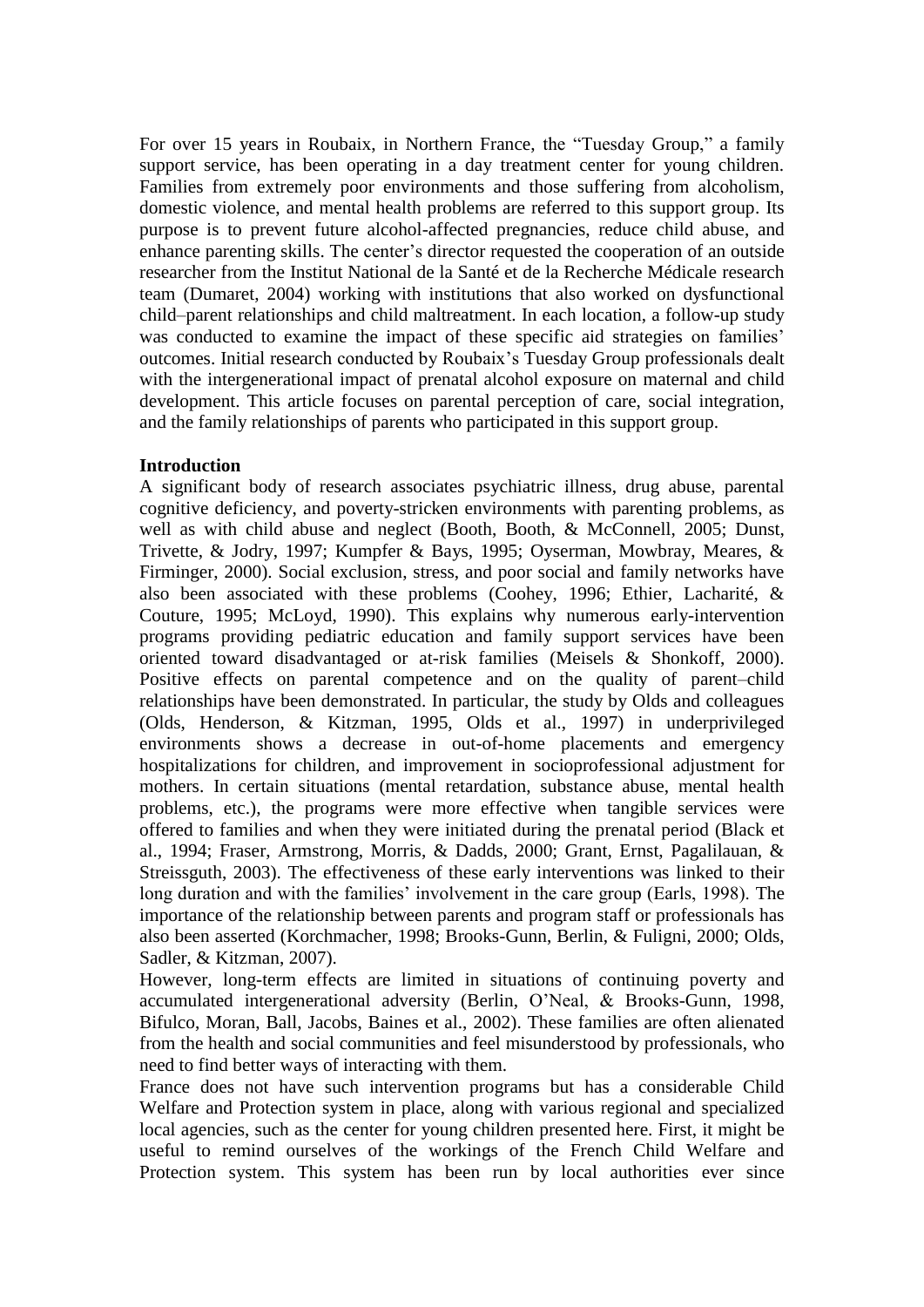For over 15 years in Roubaix, in Northern France, the "Tuesday Group," a family support service, has been operating in a day treatment center for young children. Families from extremely poor environments and those suffering from alcoholism, domestic violence, and mental health problems are referred to this support group. Its purpose is to prevent future alcohol-affected pregnancies, reduce child abuse, and enhance parenting skills. The center's director requested the cooperation of an outside researcher from the Institut National de la Santé et de la Recherche Médicale research team (Dumaret, 2004) working with institutions that also worked on dysfunctional child–parent relationships and child maltreatment. In each location, a follow-up study was conducted to examine the impact of these specific aid strategies on families' outcomes. Initial research conducted by Roubaix's Tuesday Group professionals dealt with the intergenerational impact of prenatal alcohol exposure on maternal and child development. This article focuses on parental perception of care, social integration, and the family relationships of parents who participated in this support group.

**Introduction**

A significant body of research associates psychiatric illness, drug abuse, parental cognitive deficiency, and poverty-stricken environments with parenting problems, as well as with child abuse and neglect (Booth, Booth, & McConnell, 2005; Dunst, Trivette, & Jodry, 1997; Kumpfer & Bays, 1995; Oyserman, Mowbray, Meares, & Firminger, 2000). Social exclusion, stress, and poor social and family networks have also been associated with these problems (Coohey, 1996; Ethier, Lacharité, & Couture, 1995; McLoyd, 1990). This explains why numerous early-intervention programs providing pediatric education and family support services have been oriented toward disadvantaged or at-risk families (Meisels & Shonkoff, 2000). Positive effects on parental competence and on the quality of parent–child relationships have been demonstrated. In particular, the study by Olds and colleagues (Olds, Henderson, & Kitzman, 1995, Olds et al., 1997) in underprivileged environments shows a decrease in out-of-home placements and emergency hospitalizations for children, and improvement in socioprofessional adjustment for mothers. In certain situations (mental retardation, substance abuse, mental health problems, etc.), the programs were more effective when tangible services were offered to families and when they were initiated during the prenatal period (Black et al., 1994; Fraser, Armstrong, Morris, & Dadds, 2000; Grant, Ernst, Pagalilauan, & Streissguth, 2003). The effectiveness of these early interventions was linked to their long duration and with the families' involvement in the care group (Earls, 1998). The importance of the relationship between parents and program staff or professionals has also been asserted (Korchmacher, 1998; Brooks-Gunn, Berlin, & Fuligni, 2000; Olds, Sadler, & Kitzman, 2007).

However, long-term effects are limited in situations of continuing poverty and accumulated intergenerational adversity (Berlin, O'Neal, & Brooks-Gunn, 1998, Bifulco, Moran, Ball, Jacobs, Baines et al., 2002). These families are often alienated from the health and social communities and feel misunderstood by professionals, who need to find better ways of interacting with them.

France does not have such intervention programs but has a considerable Child Welfare and Protection system in place, along with various regional and specialized local agencies, such as the center for young children presented here. First, it might be useful to remind ourselves of the workings of the French Child Welfare and Protection system. This system has been run by local authorities ever since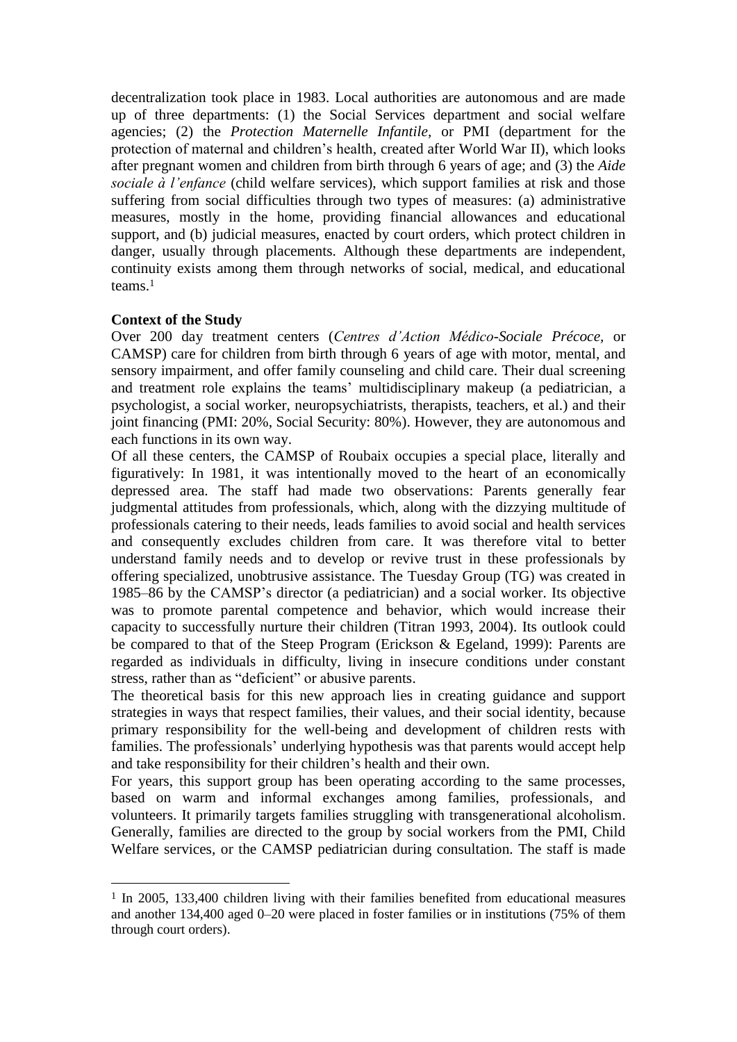decentralization took place in 1983. Local authorities are autonomous and are made up of three departments: (1) the Social Services department and social welfare agencies; (2) the *Protection Maternelle Infantile*, or PMI (department for the protection of maternal and children's health, created after World War II), which looks after pregnant women and children from birth through 6 years of age; and (3) the *Aide sociale à l'enfance* (child welfare services), which support families at risk and those suffering from social difficulties through two types of measures: (a) administrative measures, mostly in the home, providing financial allowances and educational support, and (b) judicial measures, enacted by court orders, which protect children in danger, usually through placements. Although these departments are independent, continuity exists among them through networks of social, medical, and educational teams.[1]

**Context of the Study**

Over 200 day treatment centers (*Centres d'Action Médico-Sociale Précoce*, or CAMSP) care for children from birth through 6 years of age with motor, mental, and sensory impairment, and offer family counseling and child care. Their dual screening and treatment role explains the teams' multidisciplinary makeup (a pediatrician, a psychologist, a social worker, neuropsychiatrists, therapists, teachers, et al.) and their joint financing (PMI: 20%, Social Security: 80%). However, they are autonomous and each functions in its own way.

Of all these centers, the CAMSP of Roubaix occupies a special place, literally and figuratively: In 1981, it was intentionally moved to the heart of an economically depressed area. The staff had made two observations: Parents generally fear judgmental attitudes from professionals, which, along with the dizzying multitude of professionals catering to their needs, leads families to avoid social and health services and consequently excludes children from care. It was therefore vital to better understand family needs and to develop or revive trust in these professionals by offering specialized, unobtrusive assistance. The Tuesday Group (TG) was created in 1985–86 by the CAMSP's director (a pediatrician) and a social worker. Its objective was to promote parental competence and behavior, which would increase their capacity to successfully nurture their children (Titran 1993, 2004). Its outlook could be compared to that of the Steep Program (Erickson & Egeland, 1999): Parents are regarded as individuals in difficulty, living in insecure conditions under constant stress, rather than as "deficient" or abusive parents.

The theoretical basis for this new approach lies in creating guidance and support strategies in ways that respect families, their values, and their social identity, because primary responsibility for the well-being and development of children rests with families. The professionals' underlying hypothesis was that parents would accept help and take responsibility for their children's health and their own.

For years, this support group has been operating according to the same processes, based on warm and informal exchanges among families, professionals, and volunteers. It primarily targets families struggling with transgenerational alcoholism. Generally, families are directed to the group by social workers from the PMI, Child Welfare services, or the CAMSP pediatrician during consultation. The staff is made

[1] In 2005, 133,400 children living with their families benefited from educational measures and another 134,400 aged 0–20 were placed in foster families or in institutions (75% of them through court orders).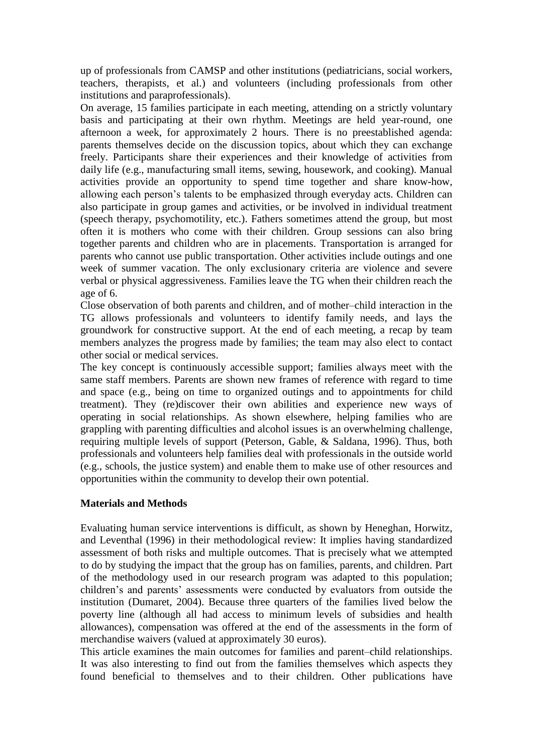up of professionals from CAMSP and other institutions (pediatricians, social workers, teachers, therapists, et al.) and volunteers (including professionals from other institutions and paraprofessionals).

On average, 15 families participate in each meeting, attending on a strictly voluntary basis and participating at their own rhythm. Meetings are held year-round, one afternoon a week, for approximately 2 hours. There is no preestablished agenda: parents themselves decide on the discussion topics, about which they can exchange freely. Participants share their experiences and their knowledge of activities from daily life (e.g., manufacturing small items, sewing, housework, and cooking). Manual activities provide an opportunity to spend time together and share know-how, allowing each person's talents to be emphasized through everyday acts. Children can also participate in group games and activities, or be involved in individual treatment (speech therapy, psychomotility, etc.). Fathers sometimes attend the group, but most often it is mothers who come with their children. Group sessions can also bring together parents and children who are in placements. Transportation is arranged for parents who cannot use public transportation. Other activities include outings and one week of summer vacation. The only exclusionary criteria are violence and severe verbal or physical aggressiveness. Families leave the TG when their children reach the age of 6.

Close observation of both parents and children, and of mother–child interaction in the TG allows professionals and volunteers to identify family needs, and lays the groundwork for constructive support. At the end of each meeting, a recap by team members analyzes the progress made by families; the team may also elect to contact other social or medical services.

The key concept is continuously accessible support; families always meet with the same staff members. Parents are shown new frames of reference with regard to time and space (e.g., being on time to organized outings and to appointments for child treatment). They (re)discover their own abilities and experience new ways of operating in social relationships. As shown elsewhere, helping families who are grappling with parenting difficulties and alcohol issues is an overwhelming challenge, requiring multiple levels of support (Peterson, Gable, & Saldana, 1996). Thus, both professionals and volunteers help families deal with professionals in the outside world (e.g., schools, the justice system) and enable them to make use of other resources and opportunities within the community to develop their own potential.

## Materials and Methods

Evaluating human service interventions is difficult, as shown by Heneghan, Horwitz, and Leventhal (1996) in their methodological review: It implies having standardized assessment of both risks and multiple outcomes. That is precisely what we attempted to do by studying the impact that the group has on families, parents, and children. Part of the methodology used in our research program was adapted to this population; children's and parents' assessments were conducted by evaluators from outside the institution (Dumaret, 2004). Because three quarters of the families lived below the poverty line (although all had access to minimum levels of subsidies and health allowances), compensation was offered at the end of the assessments in the form of merchandise waivers (valued at approximately 30 euros).

This article examines the main outcomes for families and parent–child relationships. It was also interesting to find out from the families themselves which aspects they found beneficial to themselves and to their children. Other publications have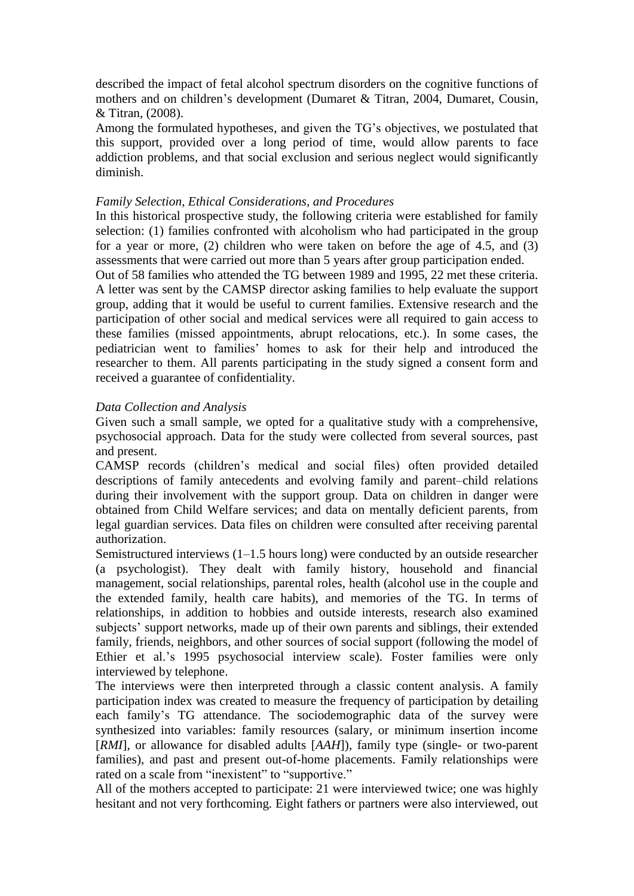described the impact of fetal alcohol spectrum disorders on the cognitive functions of mothers and on children's development (Dumaret & Titran, 2004, Dumaret, Cousin, & Titran, (2008).

Among the formulated hypotheses, and given the TG's objectives, we postulated that this support, provided over a long period of time, would allow parents to face addiction problems, and that social exclusion and serious neglect would significantly diminish.

*Family Selection, Ethical Considerations, and Procedures*

In this historical prospective study, the following criteria were established for family selection: (1) families confronted with alcoholism who had participated in the group for a year or more, (2) children who were taken on before the age of 4.5, and (3) assessments that were carried out more than 5 years after group participation ended.

Out of 58 families who attended the TG between 1989 and 1995, 22 met these criteria. A letter was sent by the CAMSP director asking families to help evaluate the support group, adding that it would be useful to current families. Extensive research and the participation of other social and medical services were all required to gain access to these families (missed appointments, abrupt relocations, etc.). In some cases, the pediatrician went to families' homes to ask for their help and introduced the researcher to them. All parents participating in the study signed a consent form and received a guarantee of confidentiality.

*Data Collection and Analysis*

Given such a small sample, we opted for a qualitative study with a comprehensive, psychosocial approach. Data for the study were collected from several sources, past and present.

CAMSP records (children's medical and social files) often provided detailed descriptions of family antecedents and evolving family and parent–child relations during their involvement with the support group. Data on children in danger were obtained from Child Welfare services; and data on mentally deficient parents, from legal guardian services. Data files on children were consulted after receiving parental authorization.

Semistructured interviews (1–1.5 hours long) were conducted by an outside researcher (a psychologist). They dealt with family history, household and financial management, social relationships, parental roles, health (alcohol use in the couple and the extended family, health care habits), and memories of the TG. In terms of relationships, in addition to hobbies and outside interests, research also examined subjects' support networks, made up of their own parents and siblings, their extended family, friends, neighbors, and other sources of social support (following the model of Ethier et al.'s 1995 psychosocial interview scale). Foster families were only interviewed by telephone.

The interviews were then interpreted through a classic content analysis. A family participation index was created to measure the frequency of participation by detailing each family's TG attendance. The sociodemographic data of the survey were synthesized into variables: family resources (salary, or minimum insertion income [*RMI*], or allowance for disabled adults [*AAH*]), family type (single- or two-parent families), and past and present out-of-home placements. Family relationships were rated on a scale from "inexistent" to "supportive."

All of the mothers accepted to participate: 21 were interviewed twice; one was highly hesitant and not very forthcoming. Eight fathers or partners were also interviewed, out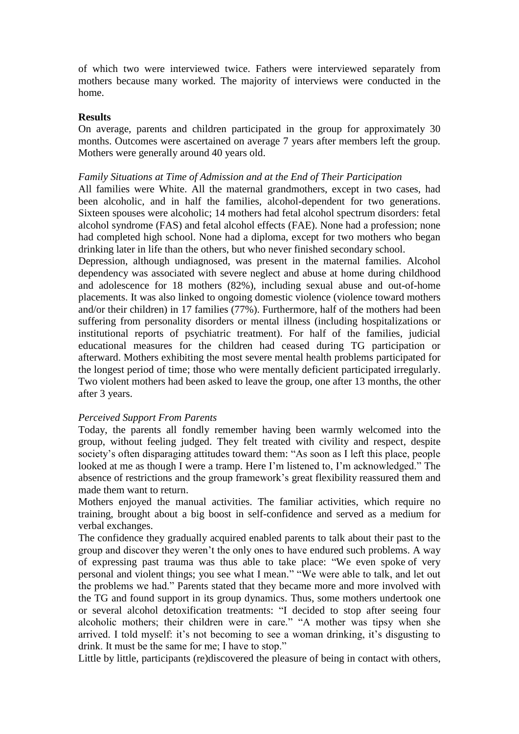of which two were interviewed twice. Fathers were interviewed separately from mothers because many worked. The majority of interviews were conducted in the home.

**Results**

On average, parents and children participated in the group for approximately 30 months. Outcomes were ascertained on average 7 years after members left the group. Mothers were generally around 40 years old.

*Family Situations at Time of Admission and at the End of Their Participation*

All families were White. All the maternal grandmothers, except in two cases, had been alcoholic, and in half the families, alcohol-dependent for two generations. Sixteen spouses were alcoholic; 14 mothers had fetal alcohol spectrum disorders: fetal alcohol syndrome (FAS) and fetal alcohol effects (FAE). None had a profession; none had completed high school. None had a diploma, except for two mothers who began drinking later in life than the others, but who never finished secondary school.

Depression, although undiagnosed, was present in the maternal families. Alcohol dependency was associated with severe neglect and abuse at home during childhood and adolescence for 18 mothers (82%), including sexual abuse and out-of-home placements. It was also linked to ongoing domestic violence (violence toward mothers and/or their children) in 17 families (77%). Furthermore, half of the mothers had been suffering from personality disorders or mental illness (including hospitalizations or institutional reports of psychiatric treatment). For half of the families, judicial educational measures for the children had ceased during TG participation or afterward. Mothers exhibiting the most severe mental health problems participated for the longest period of time; those who were mentally deficient participated irregularly. Two violent mothers had been asked to leave the group, one after 13 months, the other after 3 years.

*Perceived Support From Parents*

Today, the parents all fondly remember having been warmly welcomed into the group, without feeling judged. They felt treated with civility and respect, despite society's often disparaging attitudes toward them: "As soon as I left this place, people looked at me as though I were a tramp. Here I'm listened to, I'm acknowledged." The absence of restrictions and the group framework's great flexibility reassured them and made them want to return.

Mothers enjoyed the manual activities. The familiar activities, which require no training, brought about a big boost in self-confidence and served as a medium for verbal exchanges.

The confidence they gradually acquired enabled parents to talk about their past to the group and discover they weren't the only ones to have endured such problems. A way of expressing past trauma was thus able to take place: "We even spoke of very personal and violent things; you see what I mean." "We were able to talk, and let out the problems we had." Parents stated that they became more and more involved with the TG and found support in its group dynamics. Thus, some mothers undertook one or several alcohol detoxification treatments: "I decided to stop after seeing four alcoholic mothers; their children were in care." "A mother was tipsy when she arrived. I told myself: it's not becoming to see a woman drinking, it's disgusting to drink. It must be the same for me; I have to stop."

Little by little, participants (re)discovered the pleasure of being in contact with others,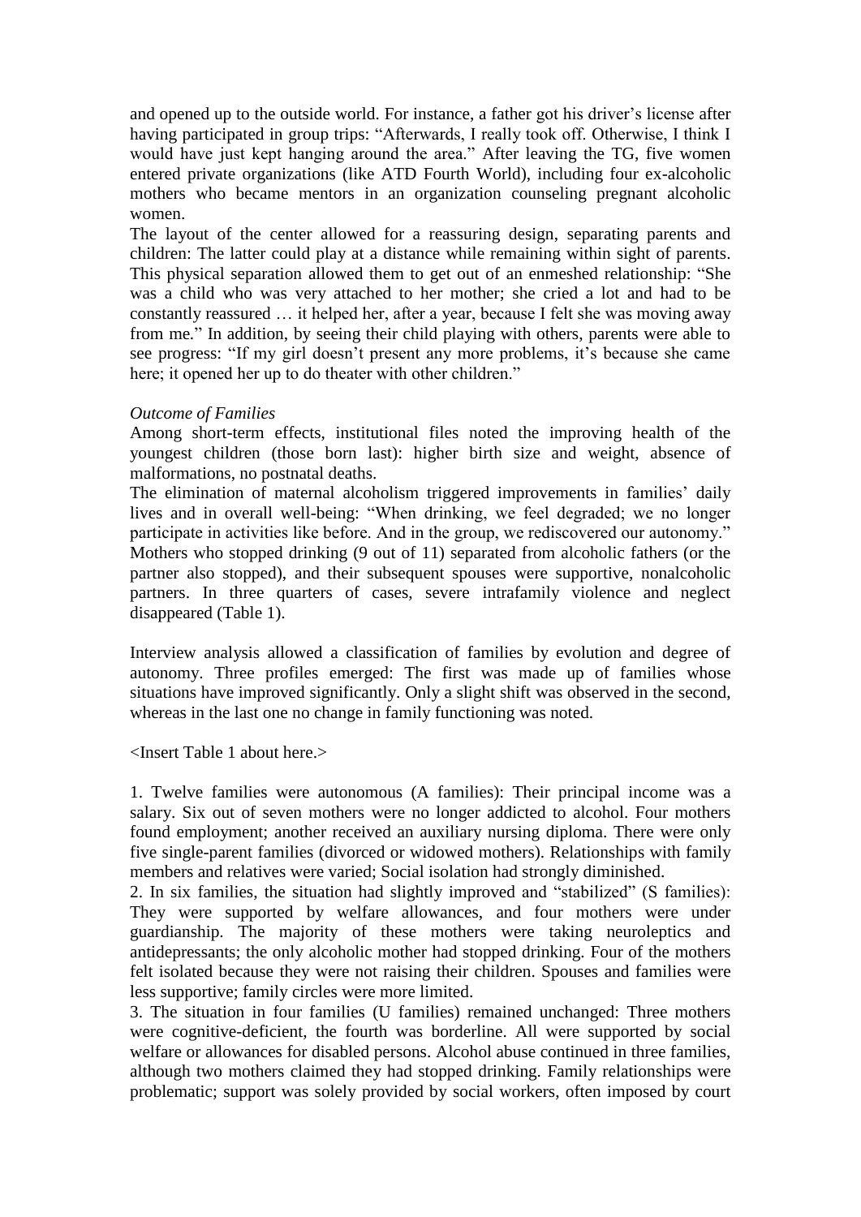and opened up to the outside world. For instance, a father got his driver's license after having participated in group trips: "Afterwards, I really took off. Otherwise, I think I would have just kept hanging around the area." After leaving the TG, five women entered private organizations (like ATD Fourth World), including four ex-alcoholic mothers who became mentors in an organization counseling pregnant alcoholic women.

The layout of the center allowed for a reassuring design, separating parents and children: The latter could play at a distance while remaining within sight of parents. This physical separation allowed them to get out of an enmeshed relationship: "She was a child who was very attached to her mother; she cried a lot and had to be constantly reassured … it helped her, after a year, because I felt she was moving away from me." In addition, by seeing their child playing with others, parents were able to see progress: "If my girl doesn't present any more problems, it's because she came here; it opened her up to do theater with other children."

*Outcome of Families*

Among short-term effects, institutional files noted the improving health of the youngest children (those born last): higher birth size and weight, absence of malformations, no postnatal deaths.

The elimination of maternal alcoholism triggered improvements in families' daily lives and in overall well-being: "When drinking, we feel degraded; we no longer participate in activities like before. And in the group, we rediscovered our autonomy." Mothers who stopped drinking (9 out of 11) separated from alcoholic fathers (or the partner also stopped), and their subsequent spouses were supportive, nonalcoholic partners. In three quarters of cases, severe intrafamily violence and neglect disappeared (Table 1).

Interview analysis allowed a classification of families by evolution and degree of autonomy. Three profiles emerged: The first was made up of families whose situations have improved significantly. Only a slight shift was observed in the second, whereas in the last one no change in family functioning was noted.

<Insert Table 1 about here.>

1. Twelve families were autonomous (A families): Their principal income was a salary. Six out of seven mothers were no longer addicted to alcohol. Four mothers found employment; another received an auxiliary nursing diploma. There were only five single-parent families (divorced or widowed mothers). Relationships with family members and relatives were varied; Social isolation had strongly diminished.
2. In six families, the situation had slightly improved and "stabilized" (S families): They were supported by welfare allowances, and four mothers were under guardianship. The majority of these mothers were taking neuroleptics and antidepressants; the only alcoholic mother had stopped drinking. Four of the mothers felt isolated because they were not raising their children. Spouses and families were less supportive; family circles were more limited.
3. The situation in four families (U families) remained unchanged: Three mothers were cognitive-deficient, the fourth was borderline. All were supported by social welfare or allowances for disabled persons. Alcohol abuse continued in three families, although two mothers claimed they had stopped drinking. Family relationships were problematic; support was solely provided by social workers, often imposed by court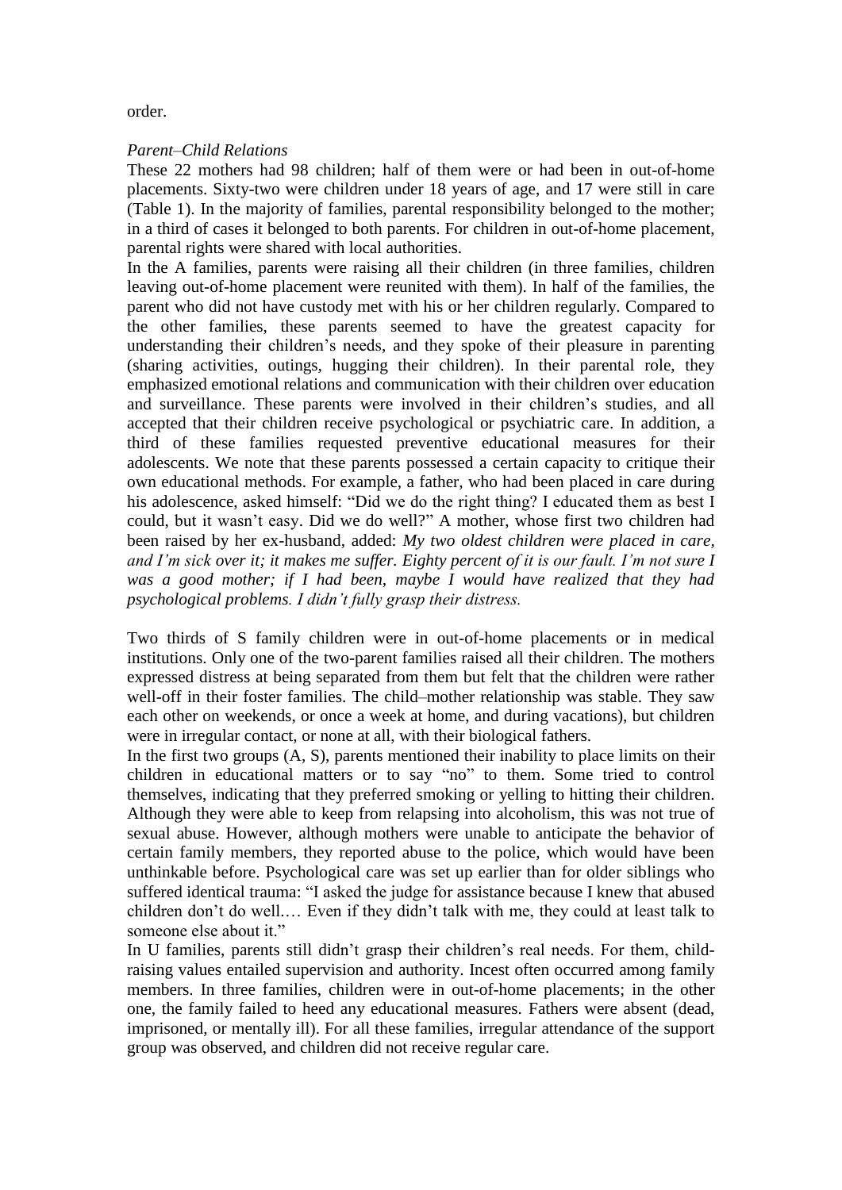order.

*Parent–Child Relations*

These 22 mothers had 98 children; half of them were or had been in out-of-home placements. Sixty-two were children under 18 years of age, and 17 were still in care (Table 1). In the majority of families, parental responsibility belonged to the mother; in a third of cases it belonged to both parents. For children in out-of-home placement, parental rights were shared with local authorities.

In the A families, parents were raising all their children (in three families, children leaving out-of-home placement were reunited with them). In half of the families, the parent who did not have custody met with his or her children regularly. Compared to the other families, these parents seemed to have the greatest capacity for understanding their children's needs, and they spoke of their pleasure in parenting (sharing activities, outings, hugging their children). In their parental role, they emphasized emotional relations and communication with their children over education and surveillance. These parents were involved in their children's studies, and all accepted that their children receive psychological or psychiatric care. In addition, a third of these families requested preventive educational measures for their adolescents. We note that these parents possessed a certain capacity to critique their own educational methods. For example, a father, who had been placed in care during his adolescence, asked himself: "Did we do the right thing? I educated them as best I could, but it wasn't easy. Did we do well?" A mother, whose first two children had been raised by her ex-husband, added: *My two oldest children were placed in care, and I'm sick over it; it makes me suffer. Eighty percent of it is our fault. I'm not sure I was a good mother; if I had been, maybe I would have realized that they had psychological problems. I didn't fully grasp their distress.*

Two thirds of S family children were in out-of-home placements or in medical institutions. Only one of the two-parent families raised all their children. The mothers expressed distress at being separated from them but felt that the children were rather well-off in their foster families. The child–mother relationship was stable. They saw each other on weekends, or once a week at home, and during vacations), but children were in irregular contact, or none at all, with their biological fathers.

In the first two groups (A, S), parents mentioned their inability to place limits on their children in educational matters or to say "no" to them. Some tried to control themselves, indicating that they preferred smoking or yelling to hitting their children. Although they were able to keep from relapsing into alcoholism, this was not true of sexual abuse. However, although mothers were unable to anticipate the behavior of certain family members, they reported abuse to the police, which would have been unthinkable before. Psychological care was set up earlier than for older siblings who suffered identical trauma: "I asked the judge for assistance because I knew that abused children don't do well.… Even if they didn't talk with me, they could at least talk to someone else about it."

In U families, parents still didn't grasp their children's real needs. For them, child-raising values entailed supervision and authority. Incest often occurred among family members. In three families, children were in out-of-home placements; in the other one, the family failed to heed any educational measures. Fathers were absent (dead, imprisoned, or mentally ill). For all these families, irregular attendance of the support group was observed, and children did not receive regular care.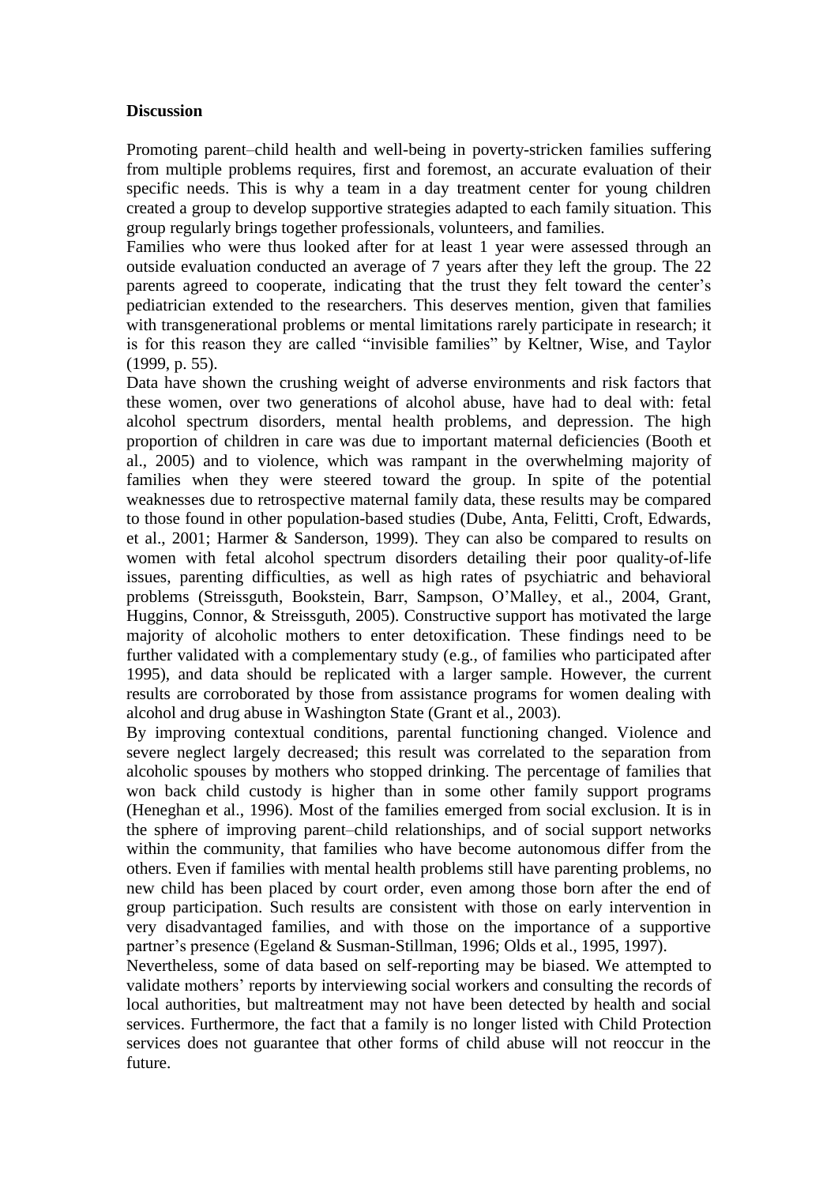**Discussion**

Promoting parent–child health and well-being in poverty-stricken families suffering from multiple problems requires, first and foremost, an accurate evaluation of their specific needs. This is why a team in a day treatment center for young children created a group to develop supportive strategies adapted to each family situation. This group regularly brings together professionals, volunteers, and families.

Families who were thus looked after for at least 1 year were assessed through an outside evaluation conducted an average of 7 years after they left the group. The 22 parents agreed to cooperate, indicating that the trust they felt toward the center's pediatrician extended to the researchers. This deserves mention, given that families with transgenerational problems or mental limitations rarely participate in research; it is for this reason they are called "invisible families" by Keltner, Wise, and Taylor (1999, p. 55).

Data have shown the crushing weight of adverse environments and risk factors that these women, over two generations of alcohol abuse, have had to deal with: fetal alcohol spectrum disorders, mental health problems, and depression. The high proportion of children in care was due to important maternal deficiencies (Booth et al., 2005) and to violence, which was rampant in the overwhelming majority of families when they were steered toward the group. In spite of the potential weaknesses due to retrospective maternal family data, these results may be compared to those found in other population-based studies (Dube, Anta, Felitti, Croft, Edwards, et al., 2001; Harmer & Sanderson, 1999). They can also be compared to results on women with fetal alcohol spectrum disorders detailing their poor quality-of-life issues, parenting difficulties, as well as high rates of psychiatric and behavioral problems (Streissguth, Bookstein, Barr, Sampson, O'Malley, et al., 2004, Grant, Huggins, Connor, & Streissguth, 2005). Constructive support has motivated the large majority of alcoholic mothers to enter detoxification. These findings need to be further validated with a complementary study (e.g., of families who participated after 1995), and data should be replicated with a larger sample. However, the current results are corroborated by those from assistance programs for women dealing with alcohol and drug abuse in Washington State (Grant et al., 2003).

By improving contextual conditions, parental functioning changed. Violence and severe neglect largely decreased; this result was correlated to the separation from alcoholic spouses by mothers who stopped drinking. The percentage of families that won back child custody is higher than in some other family support programs (Heneghan et al., 1996). Most of the families emerged from social exclusion. It is in the sphere of improving parent–child relationships, and of social support networks within the community, that families who have become autonomous differ from the others. Even if families with mental health problems still have parenting problems, no new child has been placed by court order, even among those born after the end of group participation. Such results are consistent with those on early intervention in very disadvantaged families, and with those on the importance of a supportive partner's presence (Egeland & Susman-Stillman, 1996; Olds et al., 1995, 1997).

Nevertheless, some of data based on self-reporting may be biased. We attempted to validate mothers' reports by interviewing social workers and consulting the records of local authorities, but maltreatment may not have been detected by health and social services. Furthermore, the fact that a family is no longer listed with Child Protection services does not guarantee that other forms of child abuse will not reoccur in the future.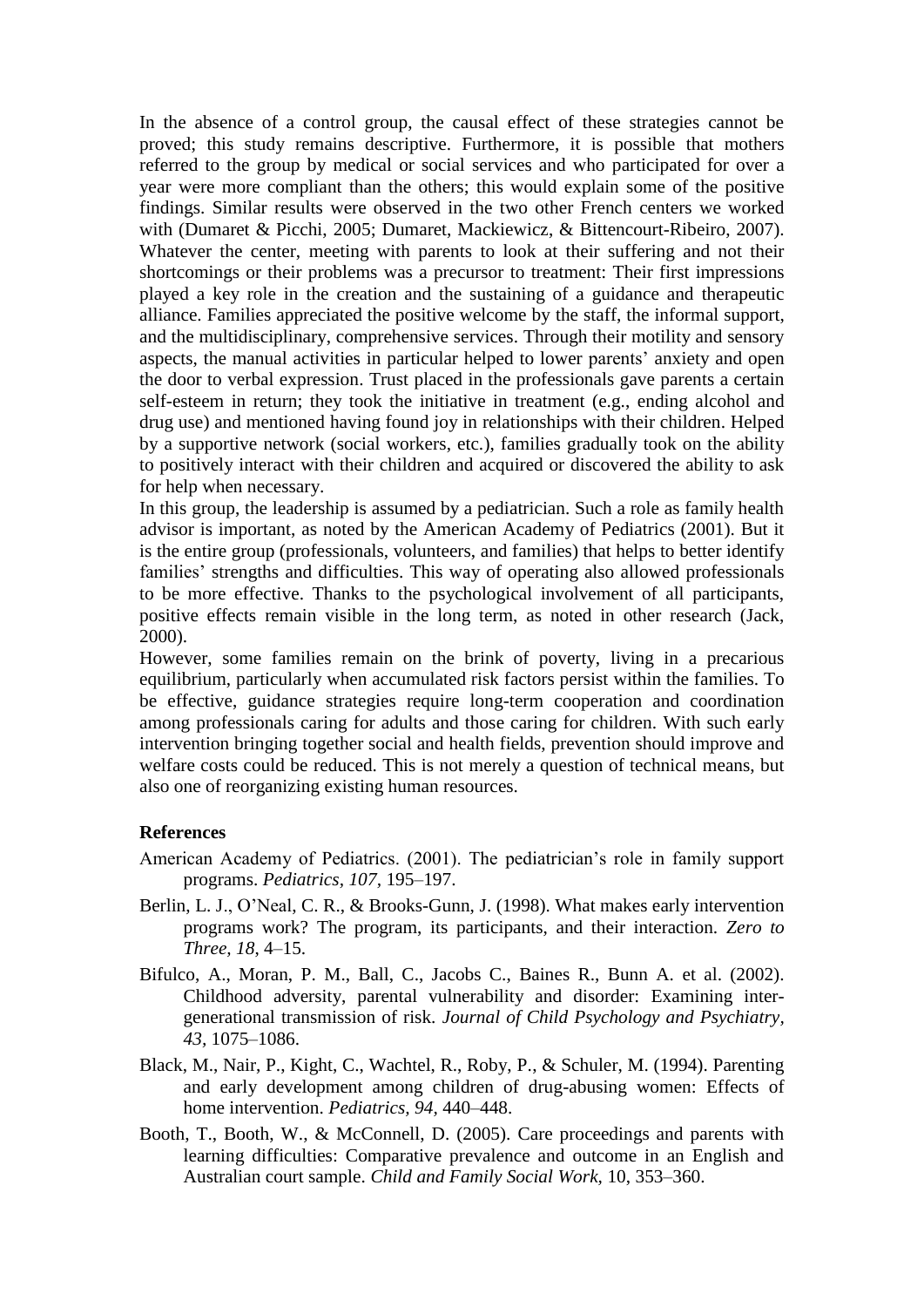In the absence of a control group, the causal effect of these strategies cannot be proved; this study remains descriptive. Furthermore, it is possible that mothers referred to the group by medical or social services and who participated for over a year were more compliant than the others; this would explain some of the positive findings. Similar results were observed in the two other French centers we worked with (Dumaret & Picchi, 2005; Dumaret, Mackiewicz, & Bittencourt-Ribeiro, 2007). Whatever the center, meeting with parents to look at their suffering and not their shortcomings or their problems was a precursor to treatment: Their first impressions played a key role in the creation and the sustaining of a guidance and therapeutic alliance. Families appreciated the positive welcome by the staff, the informal support, and the multidisciplinary, comprehensive services. Through their motility and sensory aspects, the manual activities in particular helped to lower parents' anxiety and open the door to verbal expression. Trust placed in the professionals gave parents a certain self-esteem in return; they took the initiative in treatment (e.g., ending alcohol and drug use) and mentioned having found joy in relationships with their children. Helped by a supportive network (social workers, etc.), families gradually took on the ability to positively interact with their children and acquired or discovered the ability to ask for help when necessary.

In this group, the leadership is assumed by a pediatrician. Such a role as family health advisor is important, as noted by the American Academy of Pediatrics (2001). But it is the entire group (professionals, volunteers, and families) that helps to better identify families' strengths and difficulties. This way of operating also allowed professionals to be more effective. Thanks to the psychological involvement of all participants, positive effects remain visible in the long term, as noted in other research (Jack, 2000).

However, some families remain on the brink of poverty, living in a precarious equilibrium, particularly when accumulated risk factors persist within the families. To be effective, guidance strategies require long-term cooperation and coordination among professionals caring for adults and those caring for children. With such early intervention bringing together social and health fields, prevention should improve and welfare costs could be reduced. This is not merely a question of technical means, but also one of reorganizing existing human resources.

### References

American Academy of Pediatrics. (2001). The pediatrician's role in family support programs. *Pediatrics, 107*, 195–197.

Berlin, L. J., O'Neal, C. R., & Brooks-Gunn, J. (1998). What makes early intervention programs work? The program, its participants, and their interaction. *Zero to Three, 18*, 4–15.

Bifulco, A., Moran, P. M., Ball, C., Jacobs C., Baines R., Bunn A. et al. (2002). Childhood adversity, parental vulnerability and disorder: Examining intergenerational transmission of risk. *Journal of Child Psychology and Psychiatry, 43*, 1075–1086.

Black, M., Nair, P., Kight, C., Wachtel, R., Roby, P., & Schuler, M. (1994). Parenting and early development among children of drug-abusing women: Effects of home intervention. *Pediatrics, 94*, 440–448.

Booth, T., Booth, W., & McConnell, D. (2005). Care proceedings and parents with learning difficulties: Comparative prevalence and outcome in an English and Australian court sample. *Child and Family Social Work*, 10, 353–360.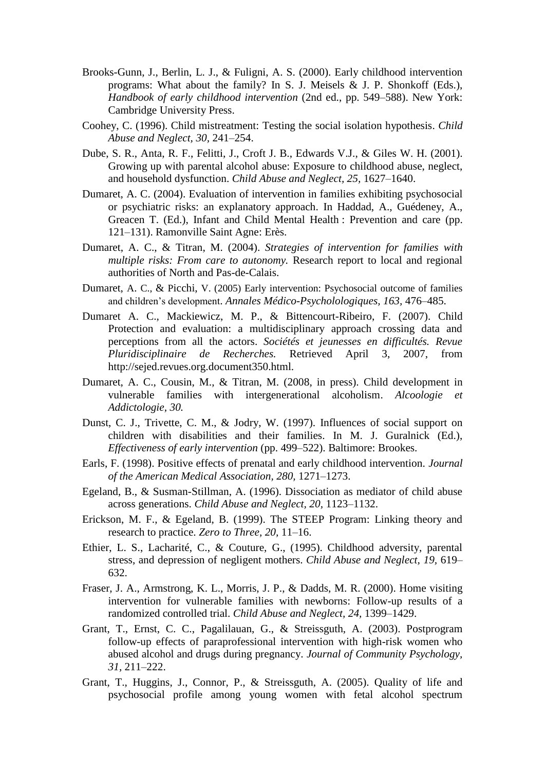Brooks-Gunn, J., Berlin, L. J., & Fuligni, A. S. (2000). Early childhood intervention programs: What about the family? In S. J. Meisels & J. P. Shonkoff (Eds.), *Handbook of early childhood intervention* (2nd ed., pp. 549–588). New York: Cambridge University Press.

Coohey, C. (1996). Child mistreatment: Testing the social isolation hypothesis. *Child Abuse and Neglect, 30,* 241–254.

Dube, S. R., Anta, R. F., Felitti, J., Croft J. B., Edwards V.J., & Giles W. H. (2001). Growing up with parental alcohol abuse: Exposure to childhood abuse, neglect, and household dysfunction. *Child Abuse and Neglect, 25,* 1627–1640.

Dumaret, A. C. (2004). Evaluation of intervention in families exhibiting psychosocial or psychiatric risks: an explanatory approach. In Haddad, A., Guédeney, A., Greacen T. (Ed.), Infant and Child Mental Health : Prevention and care (pp. 121–131). Ramonville Saint Agne: Erès.

Dumaret, A. C., & Titran, M. (2004). *Strategies of intervention for families with multiple risks: From care to autonomy.* Research report to local and regional authorities of North and Pas-de-Calais.

Dumaret, A. C., & Picchi, V. (2005) Early intervention: Psychosocial outcome of families and children's development. *Annales Médico-Psycholologiques, 163,* 476–485.

Dumaret A. C., Mackiewicz, M. P., & Bittencourt-Ribeiro, F. (2007). Child Protection and evaluation: a multidisciplinary approach crossing data and perceptions from all the actors. *Sociétés et jeunesses en difficultés. Revue Pluridisciplinaire de Recherches.* Retrieved April 3, 2007, from http://sejed.revues.org.document350.html.

Dumaret, A. C., Cousin, M., & Titran, M. (2008, in press). Child development in vulnerable families with intergenerational alcoholism. *Alcoologie et Addictologie, 30.*

Dunst, C. J., Trivette, C. M., & Jodry, W. (1997). Influences of social support on children with disabilities and their families. In M. J. Guralnick (Ed.), *Effectiveness of early intervention* (pp. 499–522). Baltimore: Brookes.

Earls, F. (1998). Positive effects of prenatal and early childhood intervention. *Journal of the American Medical Association, 280,* 1271–1273.

Egeland, B., & Susman-Stillman, A. (1996). Dissociation as mediator of child abuse across generations. *Child Abuse and Neglect, 20,* 1123–1132.

Erickson, M. F., & Egeland, B. (1999). The STEEP Program: Linking theory and research to practice. *Zero to Three, 20,* 11–16.

Ethier, L. S., Lacharité, C., & Couture, G., (1995). Childhood adversity, parental stress, and depression of negligent mothers. *Child Abuse and Neglect, 19,* 619–632.

Fraser, J. A., Armstrong, K. L., Morris, J. P., & Dadds, M. R. (2000). Home visiting intervention for vulnerable families with newborns: Follow-up results of a randomized controlled trial. *Child Abuse and Neglect, 24,* 1399–1429.

Grant, T., Ernst, C. C., Pagalilauan, G., & Streissguth, A. (2003). Postprogram follow-up effects of paraprofessional intervention with high-risk women who abused alcohol and drugs during pregnancy. *Journal of Community Psychology, 31,* 211–222.

Grant, T., Huggins, J., Connor, P., & Streissguth, A. (2005). Quality of life and psychosocial profile among young women with fetal alcohol spectrum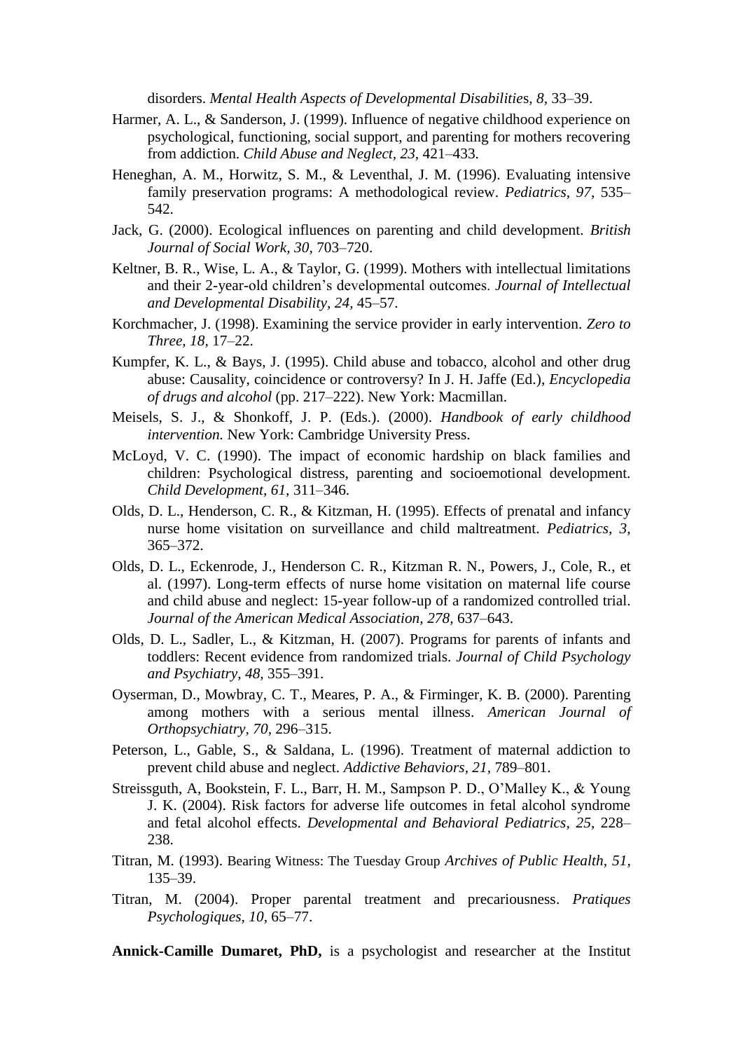disorders. *Mental Health Aspects of Developmental Disabilities, 8,* 33–39.

Harmer, A. L., & Sanderson, J. (1999). Influence of negative childhood experience on psychological, functioning, social support, and parenting for mothers recovering from addiction. *Child Abuse and Neglect, 23,* 421–433.

Heneghan, A. M., Horwitz, S. M., & Leventhal, J. M. (1996). Evaluating intensive family preservation programs: A methodological review. *Pediatrics, 97,* 535–542.

Jack, G. (2000). Ecological influences on parenting and child development. *British Journal of Social Work, 30,* 703–720.

Keltner, B. R., Wise, L. A., & Taylor, G. (1999). Mothers with intellectual limitations and their 2-year-old children's developmental outcomes. *Journal of Intellectual and Developmental Disability, 24,* 45–57.

Korchmacher, J. (1998). Examining the service provider in early intervention. *Zero to Three, 18,* 17–22.

Kumpfer, K. L., & Bays, J. (1995). Child abuse and tobacco, alcohol and other drug abuse: Causality, coincidence or controversy? In J. H. Jaffe (Ed.), *Encyclopedia of drugs and alcohol* (pp. 217–222). New York: Macmillan.

Meisels, S. J., & Shonkoff, J. P. (Eds.). (2000). *Handbook of early childhood intervention.* New York: Cambridge University Press.

McLoyd, V. C. (1990). The impact of economic hardship on black families and children: Psychological distress, parenting and socioemotional development. *Child Development, 61,* 311–346.

Olds, D. L., Henderson, C. R., & Kitzman, H. (1995). Effects of prenatal and infancy nurse home visitation on surveillance and child maltreatment. *Pediatrics, 3,* 365–372.

Olds, D. L., Eckenrode, J., Henderson C. R., Kitzman R. N., Powers, J., Cole, R., et al. (1997). Long-term effects of nurse home visitation on maternal life course and child abuse and neglect: 15-year follow-up of a randomized controlled trial. *Journal of the American Medical Association, 278,* 637–643.

Olds, D. L., Sadler, L., & Kitzman, H. (2007). Programs for parents of infants and toddlers: Recent evidence from randomized trials. *Journal of Child Psychology and Psychiatry, 48,* 355–391.

Oyserman, D., Mowbray, C. T., Meares, P. A., & Firminger, K. B. (2000). Parenting among mothers with a serious mental illness. *American Journal of Orthopsychiatry, 70,* 296–315.

Peterson, L., Gable, S., & Saldana, L. (1996). Treatment of maternal addiction to prevent child abuse and neglect. *Addictive Behaviors, 21,* 789–801.

Streissguth, A, Bookstein, F. L., Barr, H. M., Sampson P. D., O'Malley K., & Young J. K. (2004). Risk factors for adverse life outcomes in fetal alcohol syndrome and fetal alcohol effects. *Developmental and Behavioral Pediatrics, 25,* 228–238.

Titran, M. (1993). Bearing Witness: The Tuesday Group *Archives of Public Health, 51,* 135–39.

Titran, M. (2004). Proper parental treatment and precariousness. *Pratiques Psychologiques, 10,* 65–77.

**Annick-Camille Dumaret, PhD,** is a psychologist and researcher at the Institut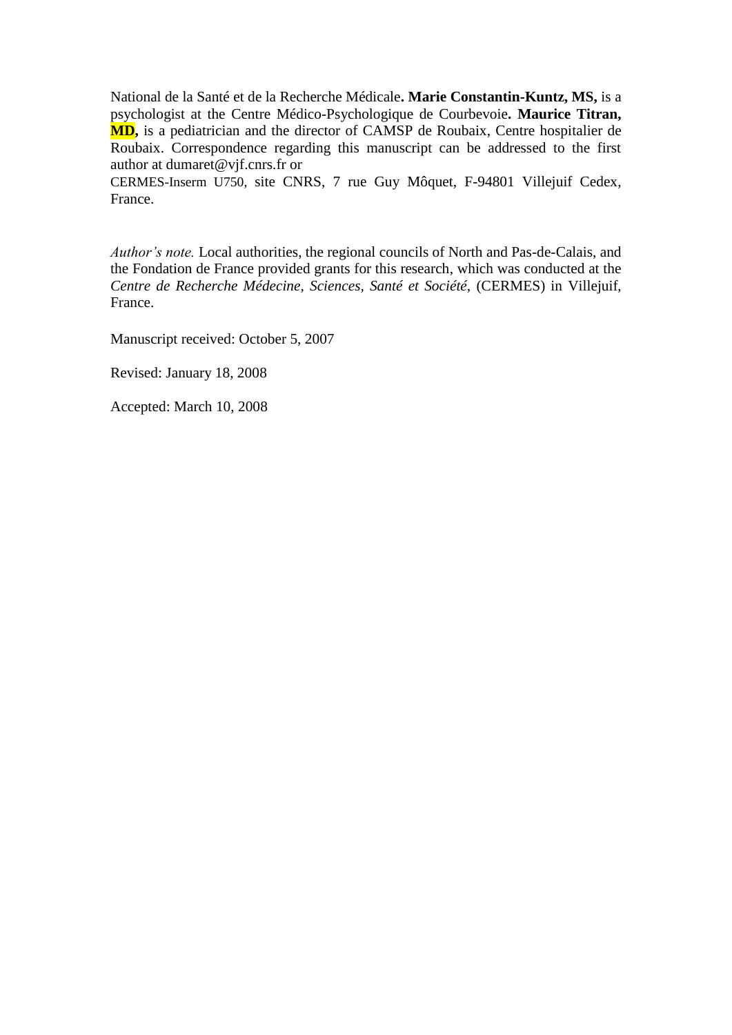National de la Santé et de la Recherche Médicale**. Marie Constantin-Kuntz, MS,** is a psychologist at the Centre Médico-Psychologique de Courbevoie**. Maurice Titran, MD,** is a pediatrician and the director of CAMSP de Roubaix, Centre hospitalier de Roubaix. Correspondence regarding this manuscript can be addressed to the first author at dumaret@vjf.cnrs.fr or CERMES-Inserm U750, site CNRS, 7 rue Guy Môquet, F-94801 Villejuif Cedex, France.

*Author's note.* Local authorities, the regional councils of North and Pas-de-Calais, and the Fondation de France provided grants for this research, which was conducted at the *Centre de Recherche Médecine, Sciences, Santé et Société*, (CERMES) in Villejuif, France.

Manuscript received: October 5, 2007

Revised: January 18, 2008

Accepted: March 10, 2008